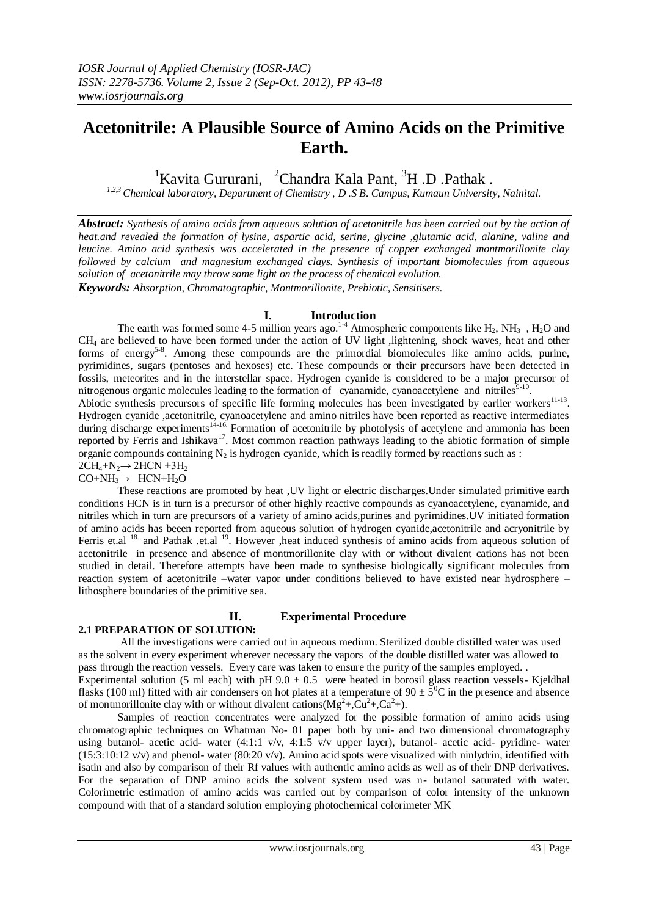# Acetonitrile: A Plausible Source of Amino Acids on the Primitive Earth.

[1]Kavita Gururani, [2]Chandra Kala Pant, [3]H .D .Pathak .

*[1,2,3] Chemical laboratory, Department of Chemistry , D .S B. Campus, Kumaun University, Nainital.*

***Abstract:*** *Synthesis of amino acids from aqueous solution of acetonitrile has been carried out by the action of heat.and revealed the formation of lysine, aspartic acid, serine, glycine ,glutamic acid, alanine, valine and leucine. Amino acid synthesis was accelerated in the presence of copper exchanged montmorillonite clay followed by calcium and magnesium exchanged clays. Synthesis of important biomolecules from aqueous solution of acetonitrile may throw some light on the process of chemical evolution.*

***Keywords:*** *Absorption, Chromatographic, Montmorillonite, Prebiotic, Sensitisers.*

## I. Introduction

The earth was formed some 4-5 million years ago.[1-4] Atmospheric components like $H_2$, $NH_3$ , $H_2O$ and $CH_4$ are believed to have been formed under the action of UV light ,lightening, shock waves, heat and other forms of energy[5-8]. Among these compounds are the primordial biomolecules like amino acids, purine, pyrimidines, sugars (pentoses and hexoses) etc. These compounds or their precursors have been detected in fossils, meteorites and in the interstellar space. Hydrogen cyanide is considered to be a major precursor of nitrogenous organic molecules leading to the formation of cyanamide, cyanoacetylene and nitriles[9-10].

Abiotic synthesis precursors of specific life forming molecules has been investigated by earlier workers[11-13]. Hydrogen cyanide ,acetonitrile, cyanoacetylene and amino nitriles have been reported as reactive intermediates during discharge experiments[14-16]. Formation of acetonitrile by photolysis of acetylene and ammonia has been reported by Ferris and Ishikava[17]. Most common reaction pathways leading to the abiotic formation of simple organic compounds containing $N_2$ is hydrogen cyanide, which is readily formed by reactions such as :

$2CH_4+N_2 \rightarrow 2HCN +3H_2$

$CO+NH_3 \rightarrow HCN+H_2O$

These reactions are promoted by heat ,UV light or electric discharges.Under simulated primitive earth conditions HCN is in turn is a precursor of other highly reactive compounds as cyanoacetylene, cyanamide, and nitriles which in turn are precursors of a variety of amino acids,purines and pyrimidines.UV initiated formation of amino acids has beeen reported from aqueous solution of hydrogen cyanide,acetonitrile and acryonitrile by Ferris et.al [18] and Pathak .et.al [19]. However ,heat induced synthesis of amino acids from aqueous solution of acetonitrile in presence and absence of montmorillonite clay with or without divalent cations has not been studied in detail. Therefore attempts have been made to synthesise biologically significant molecules from reaction system of acetonitrile –water vapor under conditions believed to have existed near hydrosphere – lithosphere boundaries of the primitive sea.

## II. Experimental Procedure

### 2.1 PREPARATION OF SOLUTION:

All the investigations were carried out in aqueous medium. Sterilized double distilled water was used as the solvent in every experiment wherever necessary the vapors of the double distilled water was allowed to pass through the reaction vessels. Every care was taken to ensure the purity of the samples employed. .

Experimental solution (5 ml each) with pH $9.0 \pm 0.5$ were heated in borosil glass reaction vessels- Kjeldhal flasks (100 ml) fitted with air condensers on hot plates at a temperature of $90 \pm 5^0$C in the presence and absence of montmorillonite clay with or without divalent cations($Mg^{2}$+,$Cu^{2}$+,$Ca^{2}$+).

Samples of reaction concentrates were analyzed for the possible formation of amino acids using chromatographic techniques on Whatman No- 01 paper both by uni- and two dimensional chromatography using butanol- acetic acid- water (4:1:1 v/v, 4:1:5 v/v upper layer), butanol- acetic acid- pyridine- water (15:3:10:12 v/v) and phenol- water (80:20 v/v). Amino acid spots were visualized with ninlydrin, identified with isatin and also by comparison of their Rf values with authentic amino acids as well as of their DNP derivatives. For the separation of DNP amino acids the solvent system used was n- butanol saturated with water. Colorimetric estimation of amino acids was carried out by comparison of color intensity of the unknown compound with that of a standard solution employing photochemical colorimeter MK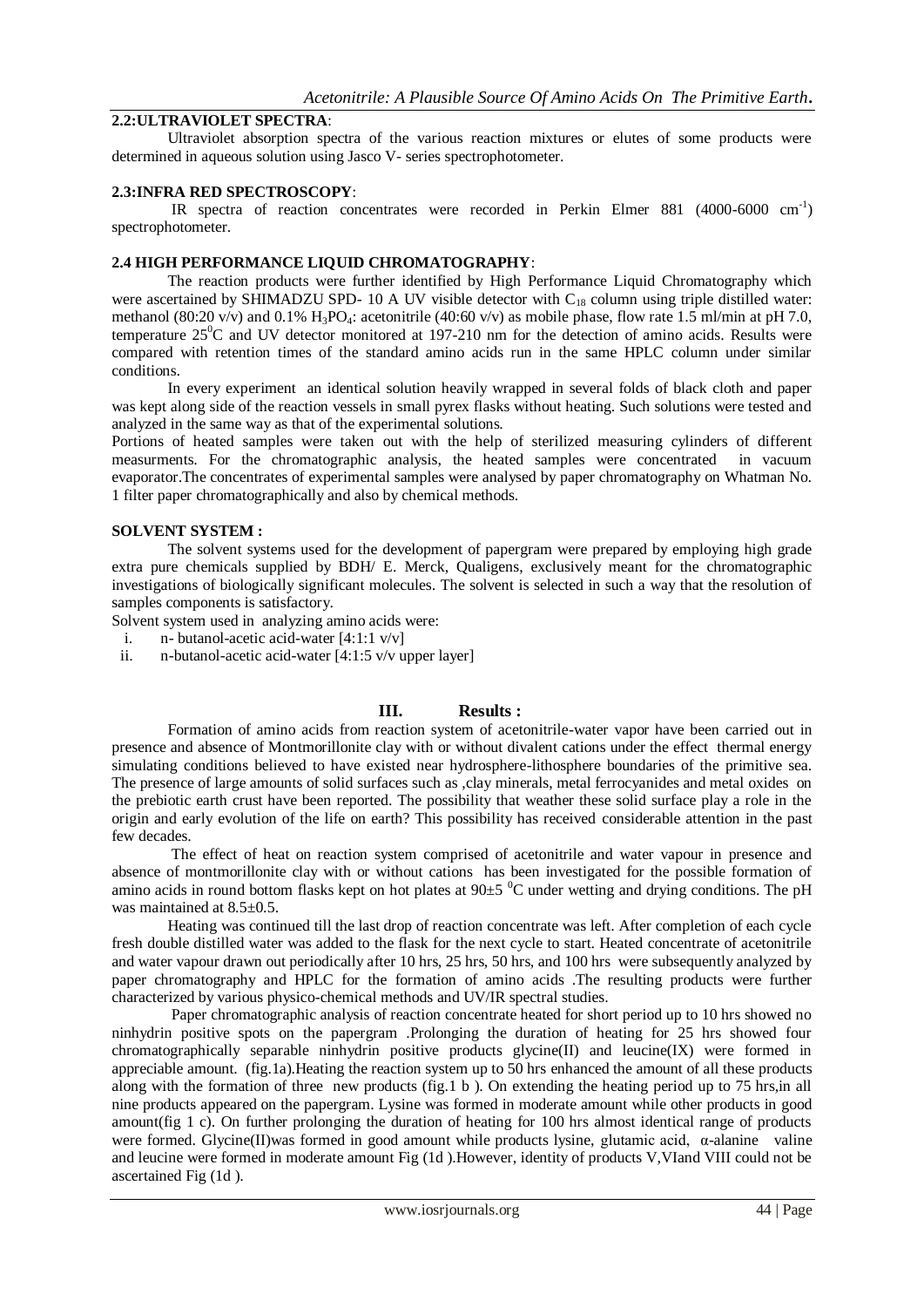## 2.2:ULTRAVIOLET SPECTRA:

Ultraviolet absorption spectra of the various reaction mixtures or elutes of some products were determined in aqueous solution using Jasco V- series spectrophotometer.

## 2.3:INFRA RED SPECTROSCOPY:

IR spectra of reaction concentrates were recorded in Perkin Elmer 881 (4000-6000 $cm^{-1}$) spectrophotometer.

## 2.4 HIGH PERFORMANCE LIQUID CHROMATOGRAPHY:

The reaction products were further identified by High Performance Liquid Chromatography which were ascertained by SHIMADZU SPD- 10 A UV visible detector with $C_{18}$ column using triple distilled water: methanol (80:20 v/v) and 0.1% $H_3PO_4$: acetonitrile (40:60 v/v) as mobile phase, flow rate 1.5 ml/min at pH 7.0, temperature 25$^0$C and UV detector monitored at 197-210 nm for the detection of amino acids. Results were compared with retention times of the standard amino acids run in the same HPLC column under similar conditions.

In every experiment an identical solution heavily wrapped in several folds of black cloth and paper was kept along side of the reaction vessels in small pyrex flasks without heating. Such solutions were tested and analyzed in the same way as that of the experimental solutions.

Portions of heated samples were taken out with the help of sterilized measuring cylinders of different measurments. For the chromatographic analysis, the heated samples were concentrated in vacuum evaporator.The concentrates of experimental samples were analysed by paper chromatography on Whatman No. 1 filter paper chromatographically and also by chemical methods.

## SOLVENT SYSTEM :

The solvent systems used for the development of papergram were prepared by employing high grade extra pure chemicals supplied by BDH/ E. Merck, Qualigens, exclusively meant for the chromatographic investigations of biologically significant molecules. The solvent is selected in such a way that the resolution of samples components is satisfactory.

Solvent system used in analyzing amino acids were:

i. n- butanol-acetic acid-water [4:1:1 v/v]
ii. n-butanol-acetic acid-water [4:1:5 v/v upper layer]

# III. Results :

Formation of amino acids from reaction system of acetonitrile-water vapor have been carried out in presence and absence of Montmorillonite clay with or without divalent cations under the effect thermal energy simulating conditions believed to have existed near hydrosphere-lithosphere boundaries of the primitive sea. The presence of large amounts of solid surfaces such as ,clay minerals, metal ferrocyanides and metal oxides on the prebiotic earth crust have been reported. The possibility that weather these solid surface play a role in the origin and early evolution of the life on earth? This possibility has received considerable attention in the past few decades.

The effect of heat on reaction system comprised of acetonitrile and water vapour in presence and absence of montmorillonite clay with or without cations has been investigated for the possible formation of amino acids in round bottom flasks kept on hot plates at 90±5 $^0$C under wetting and drying conditions. The pH was maintained at 8.5±0.5.

Heating was continued till the last drop of reaction concentrate was left. After completion of each cycle fresh double distilled water was added to the flask for the next cycle to start. Heated concentrate of acetonitrile and water vapour drawn out periodically after 10 hrs, 25 hrs, 50 hrs, and 100 hrs were subsequently analyzed by paper chromatography and HPLC for the formation of amino acids .The resulting products were further characterized by various physico-chemical methods and UV/IR spectral studies.

Paper chromatographic analysis of reaction concentrate heated for short period up to 10 hrs showed no ninhydrin positive spots on the papergram .Prolonging the duration of heating for 25 hrs showed four chromatographically separable ninhydrin positive products glycine(II) and leucine(IX) were formed in appreciable amount. (fig.1a).Heating the reaction system up to 50 hrs enhanced the amount of all these products along with the formation of three new products (fig.1 b ). On extending the heating period up to 75 hrs,in all nine products appeared on the papergram. Lysine was formed in moderate amount while other products in good amount(fig 1 c). On further prolonging the duration of heating for 100 hrs almost identical range of products were formed. Glycine(II)was formed in good amount while products lysine, glutamic acid, α-alanine valine and leucine were formed in moderate amount Fig (1d ).However, identity of products V,VIand VIII could not be ascertained Fig (1d ).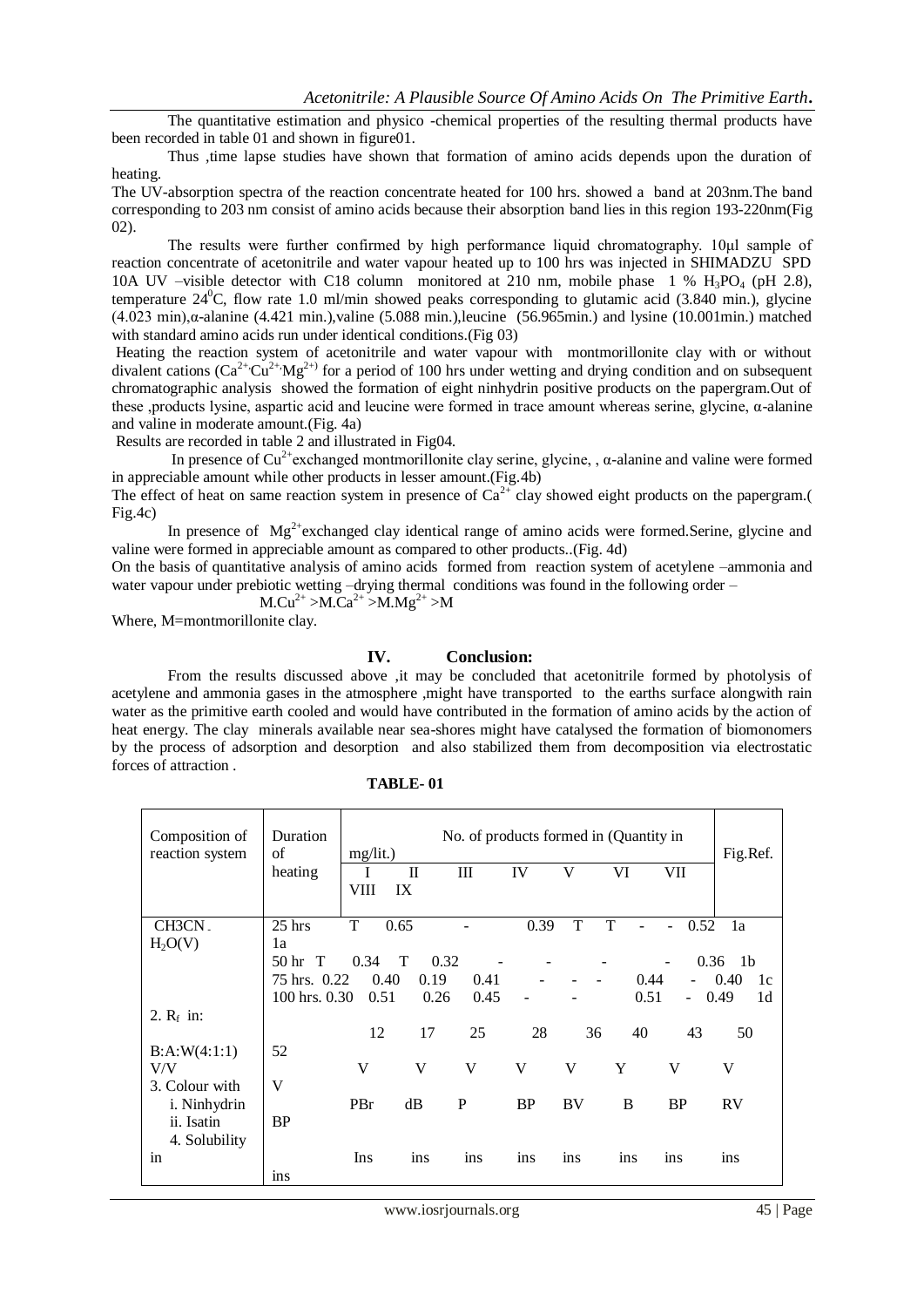The quantitative estimation and physico -chemical properties of the resulting thermal products have been recorded in table 01 and shown in figure01.

Thus ,time lapse studies have shown that formation of amino acids depends upon the duration of heating.

The UV-absorption spectra of the reaction concentrate heated for 100 hrs. showed a band at 203nm.The band corresponding to 203 nm consist of amino acids because their absorption band lies in this region 193-220nm(Fig 02).

The results were further confirmed by high performance liquid chromatography. 10μl sample of reaction concentrate of acetonitrile and water vapour heated up to 100 hrs was injected in SHIMADZU SPD 10A UV –visible detector with C18 column monitored at 210 nm, mobile phase 1 % $H_3PO_4$ (pH 2.8), temperature $24^0$C, flow rate 1.0 ml/min showed peaks corresponding to glutamic acid (3.840 min.), glycine (4.023 min),α-alanine (4.421 min.),valine (5.088 min.),leucine (56.965min.) and lysine (10.001min.) matched with standard amino acids run under identical conditions.(Fig 03)

Heating the reaction system of acetonitrile and water vapour with montmorillonite clay with or without divalent cations ($Ca^{2+}$, $Cu^{2+}$, $Mg^{2+}$) for a period of 100 hrs under wetting and drying condition and on subsequent chromatographic analysis showed the formation of eight ninhydrin positive products on the papergram.Out of these ,products lysine, aspartic acid and leucine were formed in trace amount whereas serine, glycine, α-alanine and valine in moderate amount.(Fig. 4a)

Results are recorded in table 2 and illustrated in Fig04.

In presence of $Cu^{2+}$exchanged montmorillonite clay serine, glycine, , α-alanine and valine were formed in appreciable amount while other products in lesser amount.(Fig.4b)

The effect of heat on same reaction system in presence of $Ca^{2+}$ clay showed eight products on the papergram.( Fig.4c)

In presence of $Mg^{2+}$exchanged clay identical range of amino acids were formed.Serine, glycine and valine were formed in appreciable amount as compared to other products..(Fig. 4d)

On the basis of quantitative analysis of amino acids formed from reaction system of acetylene –ammonia and water vapour under prebiotic wetting –drying thermal conditions was found in the following order –

$$M.Cu^{2+} > M.Ca^{2+} > M.Mg^{2+} > M$$

Where, M=montmorillonite clay.

## IV. Conclusion:

From the results discussed above ,it may be concluded that acetonitrile formed by photolysis of acetylene and ammonia gases in the atmosphere ,might have transported to the earths surface alongwith rain water as the primitive earth cooled and would have contributed in the formation of amino acids by the action of heat energy. The clay minerals available near sea-shores might have catalysed the formation of biomonomers by the process of adsorption and desorption and also stabilized them from decomposition via electrostatic forces of attraction .

**TABLE- 01**

| Composition of reaction system | Duration of heating | No. of products formed in (Quantity in mg/lit.) | | | | | | | | | Fig.Ref. |
|---|---|---|---|---|---|---|---|---|---|---|---|
| | | I | II | III | IV | V | VI | VII | VIII | IX | |
| $CH_3CN$ - $H_2O(V)$ | 25 hrs | T | 0.65 | - | 0.39 | T | T | - | - | 0.52 | 1a |
| | 50 hr | T | 0.34 | T | 0.32 | - | - | - | - | 0.36 | 1b |
| | 75 hrs. | 0.22 | 0.40 | 0.19 | 0.41 | - | - | - | 0.44 | - 0.40 | 1c |
| | 100 hrs. | 0.30 | 0.51 | 0.26 | 0.45 | - | - | 0.51 | - | 0.49 | 1d |
| 2. $R_f$ in: B:A:W(4:1:1) V/V | | 12 | 17 | 25 | 28 | 36 | 40 | 43 | 50 | 52 | |
| 3. Colour with i. Ninhydrin | | V | V | V | V | V | Y | V | V | V | |
| ii. Isatin | | PBr | dB | P | BP | BV | B | BP | RV | BP | |
| 4. Solubility in | | Ins | ins | ins | ins | ins | ins | ins | ins | ins | |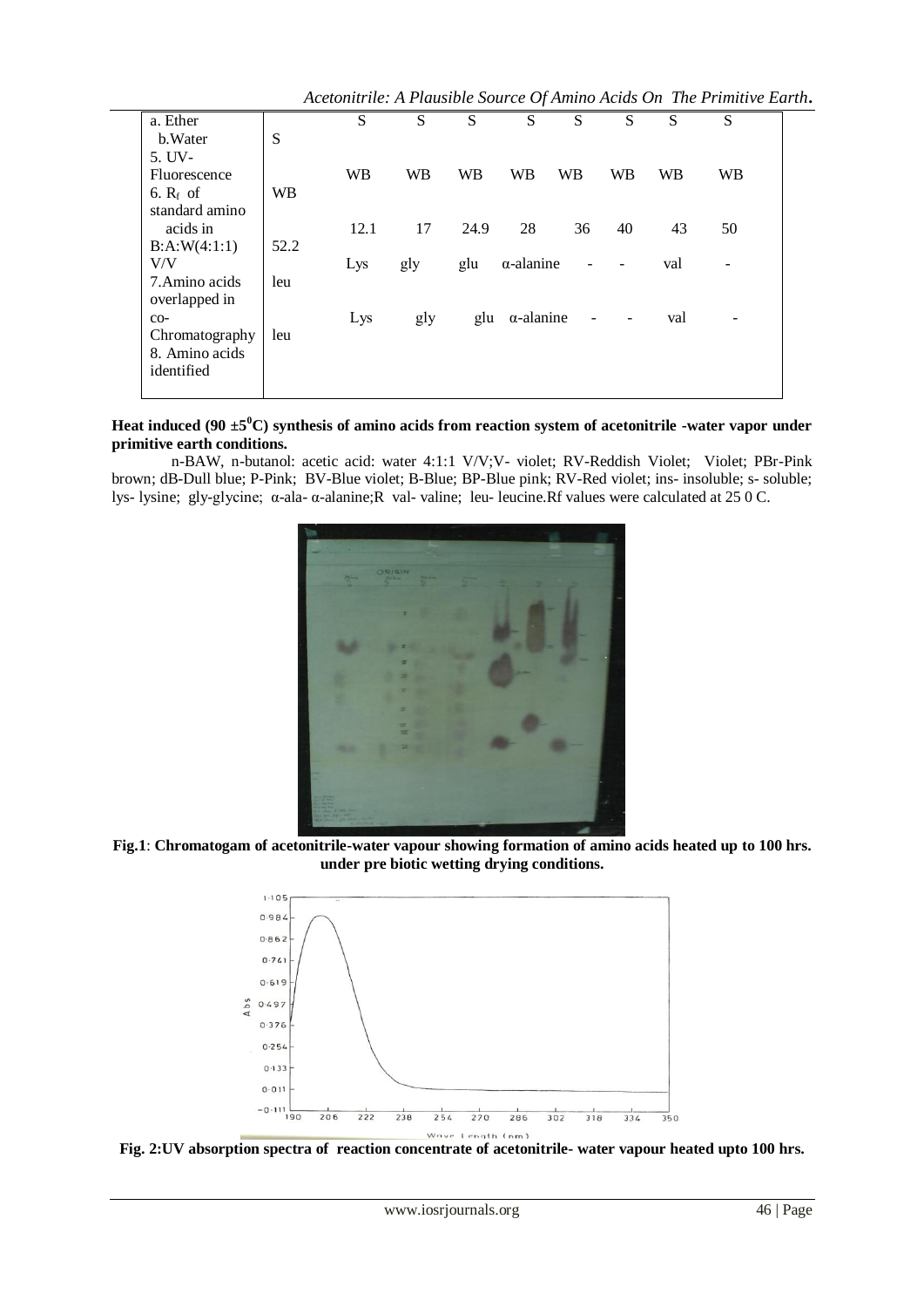| a. Ether | | S | S | S | S | S | S | S | S |
|---|---|---|---|---|---|---|---|---|---|
| b.Water | S | | | | | | | | |
| 5. UV-Fluorescence | | WB | WB | WB | WB | WB | WB | WB | WB |
| 6. $R_f$ of standard amino acids in B:A:W(4:1:1) V/V | WB | 12.1 | 17 | 24.9 | 28 | 36 | 40 | 43 | 50 |
| | 52.2 | | | | | | | | |
| 7.Amino acids overlapped in co-Chromatography | leu | Lys | gly | glu | α-alanine | - | - | val | - |
| 8. Amino acids identified | leu | Lys | gly | glu | α-alanine | - | - | val | - |

**Heat induced (90 ±5$^0$C) synthesis of amino acids from reaction system of acetonitrile -water vapor under primitive earth conditions.**

n-BAW, n-butanol: acetic acid: water 4:1:1 V/V;V- violet; RV-Reddish Violet; Violet; PBr-Pink brown; dB-Dull blue; P-Pink; BV-Blue violet; B-Blue; BP-Blue pink; RV-Red violet; ins- insoluble; s- soluble; lys- lysine; gly-glycine; α-ala- α-alanine;R val- valine; leu- leucine.Rf values were calculated at 25 0 C.

**Fig.1**: **Chromatogam of acetonitrile-water vapour showing formation of amino acids heated up to 100 hrs. under pre biotic wetting drying conditions.**

**Fig. 2:UV absorption spectra of reaction concentrate of acetonitrile- water vapour heated upto 100 hrs.**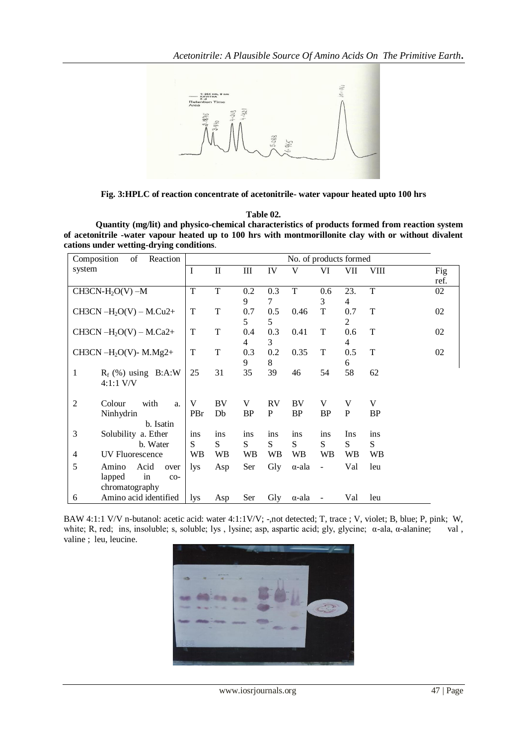**Fig. 3:HPLC of reaction concentrate of acetonitrile- water vapour heated upto 100 hrs**

**Table 02.**

**Quantity (mg/lit) and physico-chemical characteristics of products formed from reaction system of acetonitrile -water vapour heated up to 100 hrs with montmorillonite clay with or without divalent cations under wetting-drying conditions**.

| Composition of Reaction system | | No. of products formed | | | | | | | | |
|---|---|---|---|---|---|---|---|---|---|---|
| | | I | II | III | IV | V | VI | VII | VIII | Fig ref. |
| $CH3CN-H_2O(V)$ –M | | T | T | 0.29 | 0.37 | T | 0.63 | 23.4 | T | 02 |
| $CH3CN–H_2O(V)$ – $M.Cu2+$ | | T | T | 0.75 | 0.55 | 0.46 | T | 0.72 | T | 02 |
| $CH3CN–H_2O(V)$ – $M.Ca2+$ | | T | T | 0.44 | 0.33 | 0.41 | T | 0.64 | T | 02 |
| $CH3CN–H_2O(V)$- $M.Mg2+$ | | T | T | 0.39 | 0.28 | 0.35 | T | 0.56 | T | 02 |
| 1 | $R_f$ (%) using B:A:W 4:1:1 V/V | 25 | 31 | 35 | 39 | 46 | 54 | 58 | 62 | |
| 2 | Colour with a. Ninhydrin b. Isatin | V PBr | BV Db | V BP | RV P | BV BP | V BP | V P | V BP | |
| 3 | Solubility a. Ether b. Water | ins S | ins S | ins S | ins S | ins S | ins S | Ins S | ins S | |
| 4 | UV Fluorescence | WB | WB | WB | WB | WB | WB | WB | WB | |
| 5 | Amino Acid over lapped in co-chromatography | lys | Asp | Ser | Gly | α-ala | - | Val | leu | |
| 6 | Amino acid identified | lys | Asp | Ser | Gly | α-ala | - | Val | leu | |

BAW 4:1:1 V/V n-butanol: acetic acid: water 4:1:1V/V; -,not detected; T, trace ; V, violet; B, blue; P, pink; W, white; R, red; ins, insoluble; s, soluble; lys , lysine; asp, aspartic acid; gly, glycine; α-ala, α-alanine; val , valine ; leu, leucine.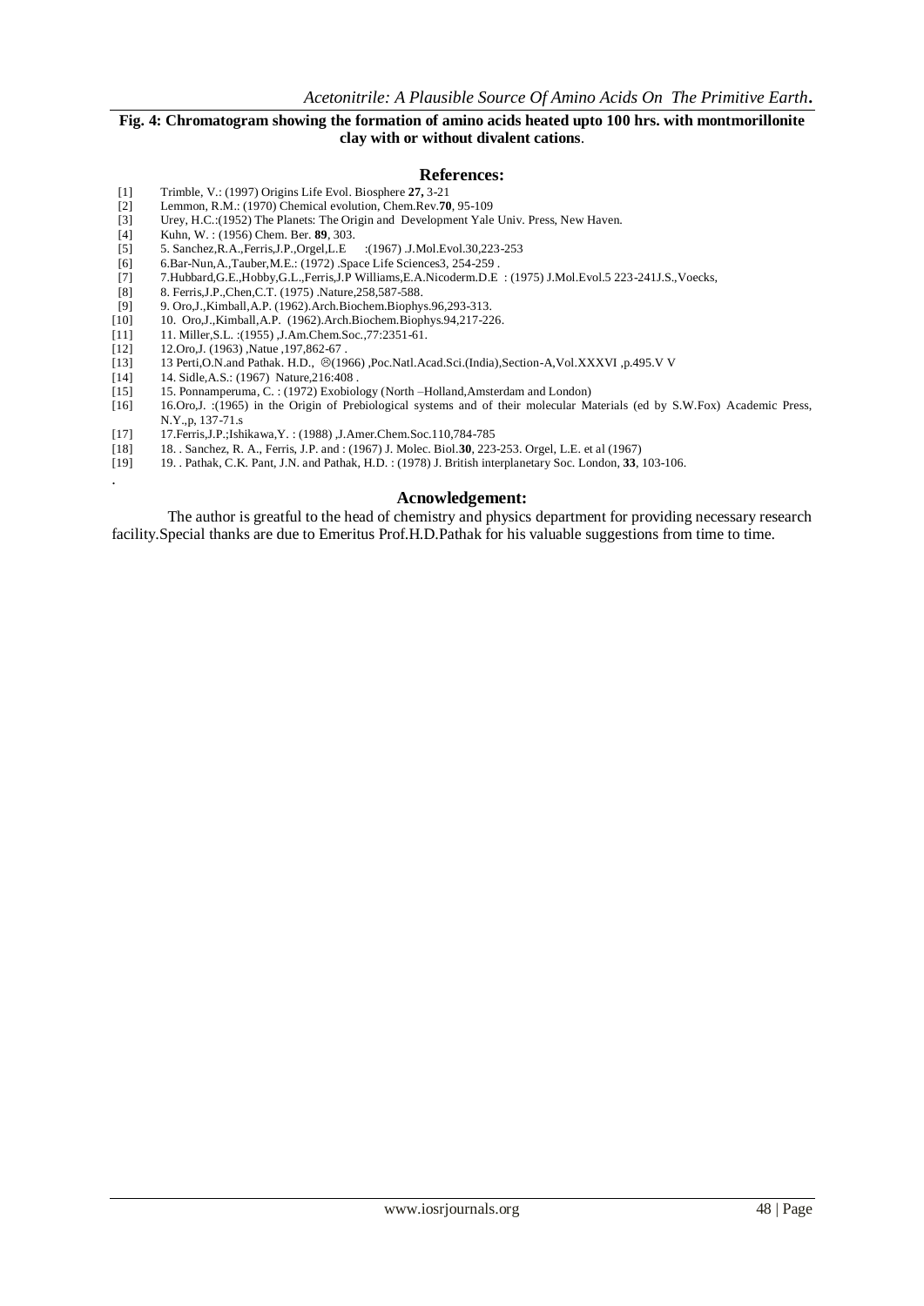**Fig. 4: Chromatogram showing the formation of amino acids heated upto 100 hrs. with montmorillonite clay with or without divalent cations**.

## References:

[1] Trimble, V.: (1997) Origins Life Evol. Biosphere **27,** 3-21

[2] Lemmon, R.M.: (1970) Chemical evolution, Chem.Rev.**70**, 95-109

[3] Urey, H.C.:(1952) The Planets: The Origin and Development Yale Univ. Press, New Haven.

[4] Kuhn, W. : (1956) Chem. Ber. **89**, 303.

[5] 5. Sanchez,R.A.,Ferris,J.P.,Orgel,L.E :(1967) .J.Mol.Evol.30,223-253

[6] 6.Bar-Nun,A.,Tauber,M.E.: (1972) .Space Life Sciences3, 254-259 .

[7] 7.Hubbard,G.E.,Hobby,G.L.,Ferris,J.P Williams,E.A.Nicoderm.D.E : (1975) J.Mol.Evol.5 223-241J.S.,Voecks,

[8] 8. Ferris,J.P.,Chen,C.T. (1975) .Nature,258,587-588.

[9] 9. Oro,J.,Kimball,A.P. (1962).Arch.Biochem.Biophys.96,293-313.

[10] 10. Oro,J.,Kimball,A.P. (1962).Arch.Biochem.Biophys.94,217-226.

[11] 11. Miller,S.L. :(1955) ,J.Am.Chem.Soc.,77:2351-61.

[12] 12.Oro,J. (1963) ,Natue ,197,862-67 .

[13] 13 Perti,O.N.and Pathak. H.D., ☹(1966) ,Poc.Natl.Acad.Sci.(India),Section-A,Vol.XXXVI ,p.495.V V

[14] 14. Sidle,A.S.: (1967) Nature,216:408 .

[15] 15. Ponnamperuma, C. : (1972) Exobiology (North –Holland,Amsterdam and London)

[16] 16.Oro,J. :(1965) in the Origin of Prebiological systems and of their molecular Materials (ed by S.W.Fox) Academic Press, N.Y.,p, 137-71.s

[17] 17.Ferris,J.P.;Ishikawa,Y. : (1988) ,J.Amer.Chem.Soc.110,784-785

[18] 18. . Sanchez, R. A., Ferris, J.P. and : (1967) J. Molec. Biol.**30**, 223-253. Orgel, L.E. et al (1967)

[19] 19. . Pathak, C.K. Pant, J.N. and Pathak, H.D. : (1978) J. British interplanetary Soc. London, **33**, 103-106.

## Acnowledgement:

The author is greatful to the head of chemistry and physics department for providing necessary research facility.Special thanks are due to Emeritus Prof.H.D.Pathak for his valuable suggestions from time to time.